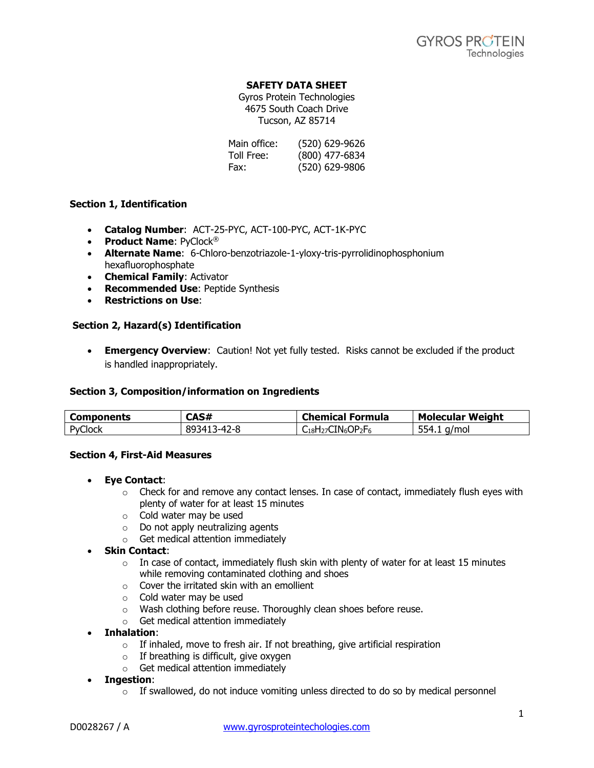GYROS PROTEIN Technologies

# SAFETY DATA SHEET

Gyros Protein Technologies
4675 South Coach Drive
Tucson, AZ 85714

Main office: (520) 629-9626
Toll Free: (800) 477-6834
Fax: (520) 629-9806

## Section 1, Identification

- **Catalog Number**: ACT-25-PYC, ACT-100-PYC, ACT-1K-PYC
- **Product Name**: PyClock®
- **Alternate Name**: 6-Chloro-benzotriazole-1-yloxy-tris-pyrrolidinophosphonium hexafluorophosphate
- **Chemical Family**: Activator
- **Recommended Use**: Peptide Synthesis
- **Restrictions on Use**:

## Section 2, Hazard(s) Identification

- **Emergency Overview**: Caution! Not yet fully tested. Risks cannot be excluded if the product is handled inappropriately.

## Section 3, Composition/information on Ingredients

| Components | CAS# | Chemical Formula | Molecular Weight |
| --- | --- | --- | --- |
| PyClock | 893413-42-8 | $C_{18}H_{27}ClN_6OP_2F_6$ | 554.1 g/mol |

## Section 4, First-Aid Measures

- **Eye Contact**:
  - Check for and remove any contact lenses. In case of contact, immediately flush eyes with plenty of water for at least 15 minutes
  - Cold water may be used
  - Do not apply neutralizing agents
  - Get medical attention immediately
- **Skin Contact**:
  - In case of contact, immediately flush skin with plenty of water for at least 15 minutes while removing contaminated clothing and shoes
  - Cover the irritated skin with an emollient
  - Cold water may be used
  - Wash clothing before reuse. Thoroughly clean shoes before reuse.
  - Get medical attention immediately
- **Inhalation**:
  - If inhaled, move to fresh air. If not breathing, give artificial respiration
  - If breathing is difficult, give oxygen
  - Get medical attention immediately
- **Ingestion**:
  - If swallowed, do not induce vomiting unless directed to do so by medical personnel

D0028267 / A www.gyrosproteintechologies.com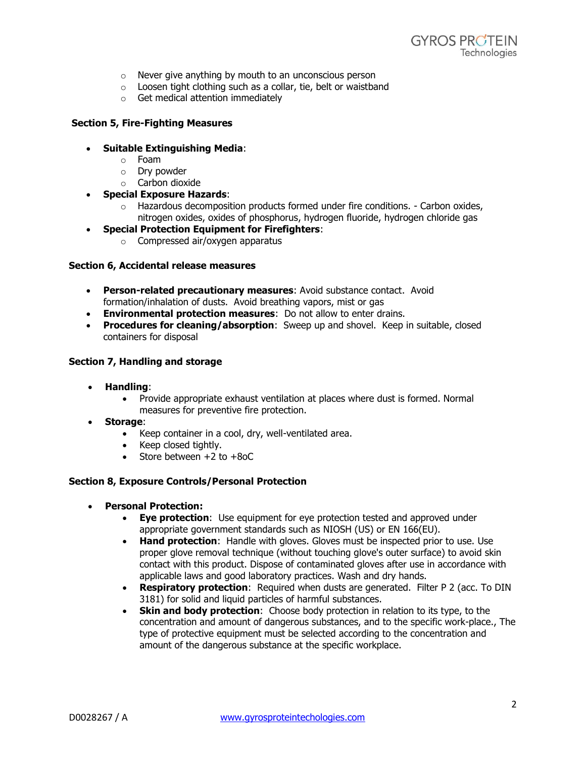- Never give anything by mouth to an unconscious person
- Loosen tight clothing such as a collar, tie, belt or waistband
- Get medical attention immediately

**Section 5, Fire-Fighting Measures**

- **Suitable Extinguishing Media**:
  - Foam
  - Dry powder
  - Carbon dioxide
- **Special Exposure Hazards**:
  - Hazardous decomposition products formed under fire conditions. - Carbon oxides, nitrogen oxides, oxides of phosphorus, hydrogen fluoride, hydrogen chloride gas
- **Special Protection Equipment for Firefighters**:
  - Compressed air/oxygen apparatus

**Section 6, Accidental release measures**

- **Person-related precautionary measures**: Avoid substance contact. Avoid formation/inhalation of dusts. Avoid breathing vapors, mist or gas
- **Environmental protection measures**: Do not allow to enter drains.
- **Procedures for cleaning/absorption**: Sweep up and shovel. Keep in suitable, closed containers for disposal

**Section 7, Handling and storage**

- **Handling**:
  - Provide appropriate exhaust ventilation at places where dust is formed. Normal measures for preventive fire protection.
- **Storage**:
  - Keep container in a cool, dry, well-ventilated area.
  - Keep closed tightly.
  - Store between +2 to +8oC

**Section 8, Exposure Controls/Personal Protection**

- **Personal Protection:**
  - **Eye protection**: Use equipment for eye protection tested and approved under appropriate government standards such as NIOSH (US) or EN 166(EU).
  - **Hand protection**: Handle with gloves. Gloves must be inspected prior to use. Use proper glove removal technique (without touching glove's outer surface) to avoid skin contact with this product. Dispose of contaminated gloves after use in accordance with applicable laws and good laboratory practices. Wash and dry hands.
  - **Respiratory protection**: Required when dusts are generated. Filter P 2 (acc. To DIN 3181) for solid and liquid particles of harmful substances.
  - **Skin and body protection**: Choose body protection in relation to its type, to the concentration and amount of dangerous substances, and to the specific work-place., The type of protective equipment must be selected according to the concentration and amount of the dangerous substance at the specific workplace.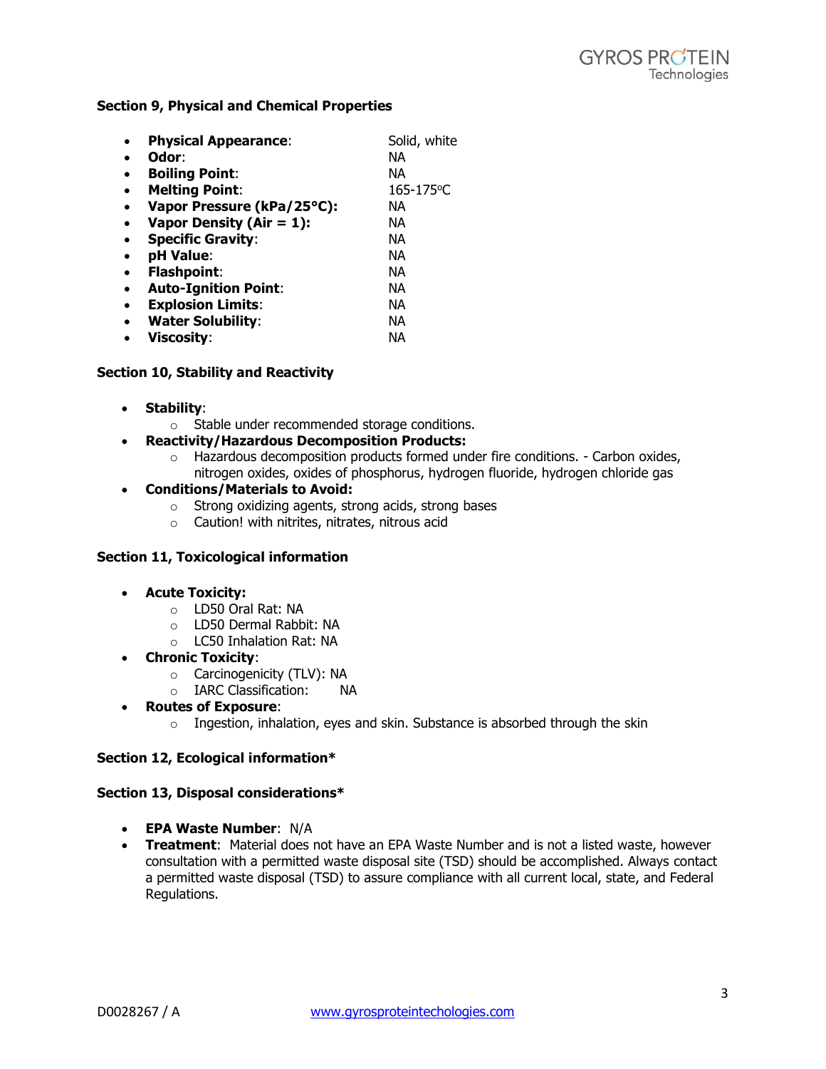### Section 9, Physical and Chemical Properties

- **Physical Appearance**: Solid, white
- **Odor**: NA
- **Boiling Point**: NA
- **Melting Point**: 165-175°C
- **Vapor Pressure (kPa/25°C):** NA
- **Vapor Density (Air = 1):** NA
- **Specific Gravity**: NA
- **pH Value**: NA
- **Flashpoint**: NA
- **Auto-Ignition Point**: NA
- **Explosion Limits**: NA
- **Water Solubility**: NA
- **Viscosity**: NA

### Section 10, Stability and Reactivity

- **Stability**:
  - Stable under recommended storage conditions.
- **Reactivity/Hazardous Decomposition Products:**
  - Hazardous decomposition products formed under fire conditions. - Carbon oxides, nitrogen oxides, oxides of phosphorus, hydrogen fluoride, hydrogen chloride gas
- **Conditions/Materials to Avoid:**
  - Strong oxidizing agents, strong acids, strong bases
  - Caution! with nitrites, nitrates, nitrous acid

### Section 11, Toxicological information

- **Acute Toxicity:**
  - LD50 Oral Rat: NA
  - LD50 Dermal Rabbit: NA
  - LC50 Inhalation Rat: NA
- **Chronic Toxicity**:
  - Carcinogenicity (TLV): NA
  - IARC Classification: NA
- **Routes of Exposure**:
  - Ingestion, inhalation, eyes and skin. Substance is absorbed through the skin

### Section 12, Ecological information*

### Section 13, Disposal considerations*

- **EPA Waste Number**: N/A
- **Treatment**: Material does not have an EPA Waste Number and is not a listed waste, however consultation with a permitted waste disposal site (TSD) should be accomplished. Always contact a permitted waste disposal (TSD) to assure compliance with all current local, state, and Federal Regulations.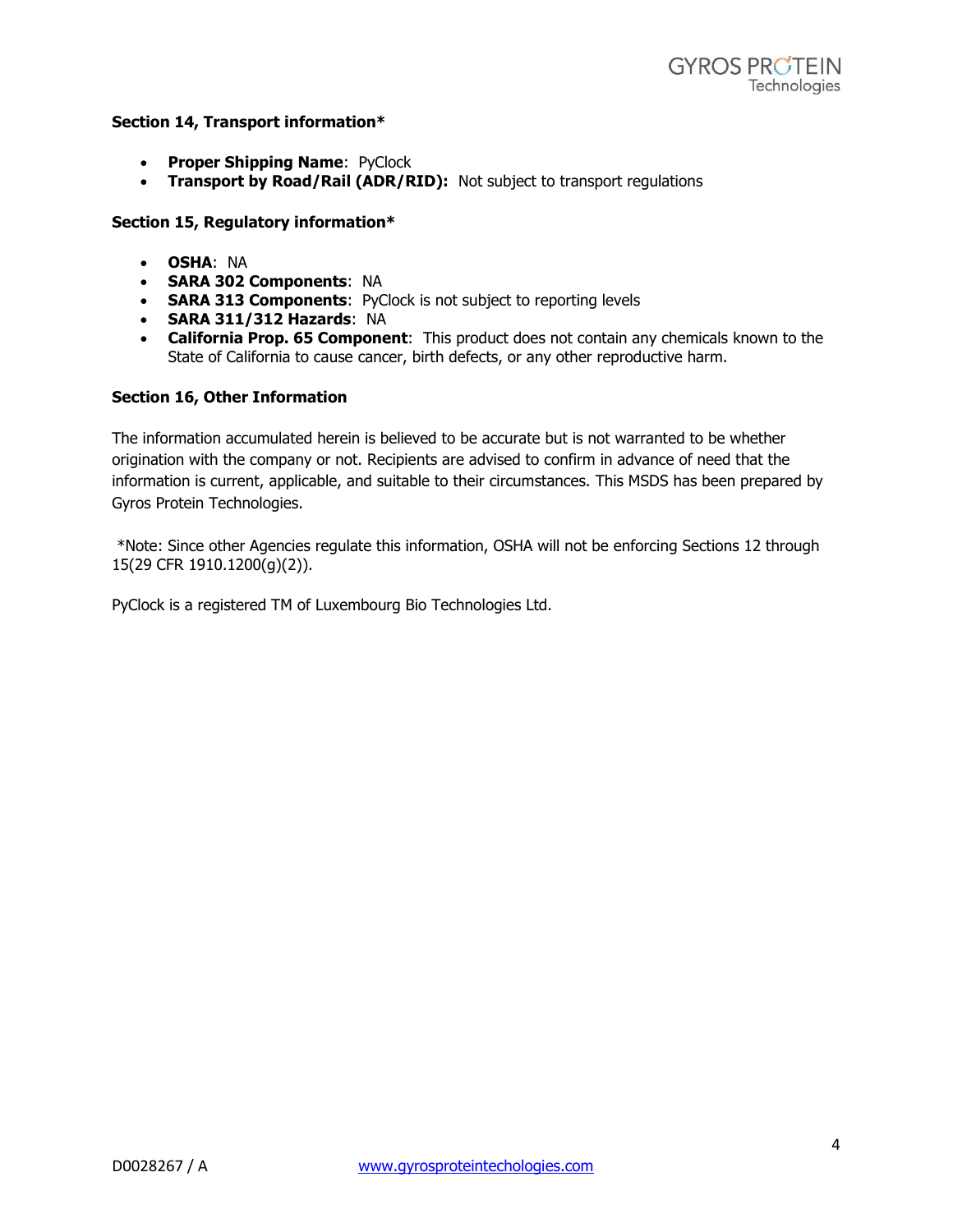**Section 14, Transport information***

- **Proper Shipping Name**: PyClock
- **Transport by Road/Rail (ADR/RID):** Not subject to transport regulations

**Section 15, Regulatory information***

- **OSHA**: NA
- **SARA 302 Components**: NA
- **SARA 313 Components**: PyClock is not subject to reporting levels
- **SARA 311/312 Hazards**: NA
- **California Prop. 65 Component**: This product does not contain any chemicals known to the State of California to cause cancer, birth defects, or any other reproductive harm.

**Section 16, Other Information**

The information accumulated herein is believed to be accurate but is not warranted to be whether origination with the company or not. Recipients are advised to confirm in advance of need that the information is current, applicable, and suitable to their circumstances. This MSDS has been prepared by Gyros Protein Technologies.

*Note: Since other Agencies regulate this information, OSHA will not be enforcing Sections 12 through 15(29 CFR 1910.1200(g)(2)).

PyClock is a registered TM of Luxembourg Bio Technologies Ltd.